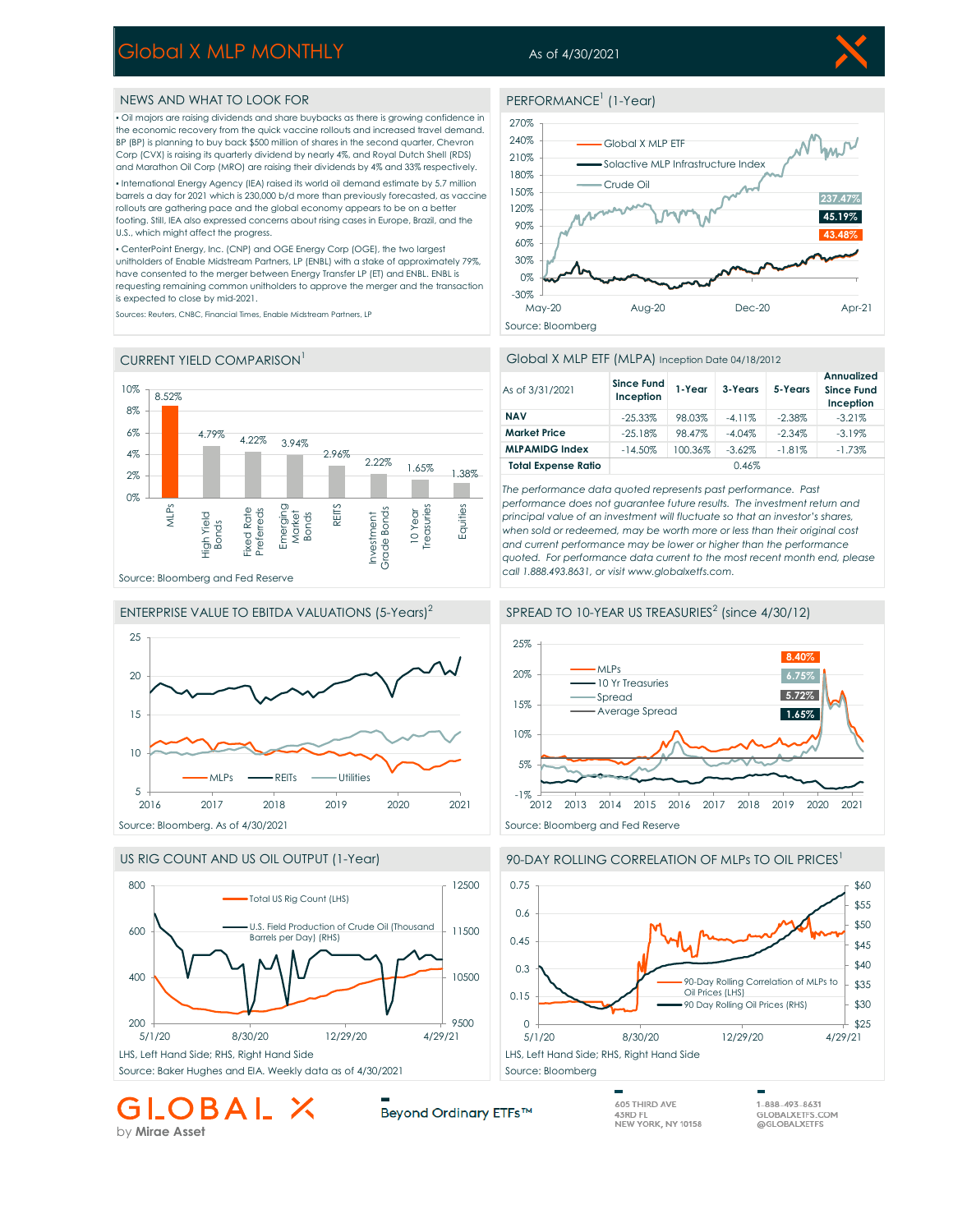# Global X MLP MONTHLY

As of 4/30/2021

## NEWS AND WHAT TO LOOK FOR

- Oil majors are raising dividends and share buybacks as there is growing confidence in the economic recovery from the quick vaccine rollouts and increased travel demand. BP (BP) is planning to buy back $500 million of shares in the second quarter, Chevron Corp (CVX) is raising its quarterly dividend by nearly 4%, and Royal Dutch Shell (RDS) and Marathon Oil Corp (MRO) are raising their dividends by 4% and 33% respectively.
- International Energy Agency (IEA) raised its world oil demand estimate by 5.7 million barrels a day for 2021 which is 230,000 b/d more than previously forecasted, as vaccine rollouts are gathering pace and the global economy appears to be on a better footing. Still, IEA also expressed concerns about rising cases in Europe, Brazil, and the U.S., which might affect the progress.
- CenterPoint Energy, Inc. (CNP) and OGE Energy Corp (OGE), the two largest unitholders of Enable Midstream Partners, LP (ENBL) with a stake of approximately 79%, have consented to the merger between Energy Transfer LP (ET) and ENBL. ENBL is requesting remaining common unitholders to approve the merger and the transaction is expected to close by mid-2021.

Sources: Reuters, CNBC, Financial Times, Enable Midstream Partners, LP

## PERFORMANCE[1] (1-Year)

- Global X MLP ETF: 43.48%
- Solactive MLP Infrastructure Index: 45.19%
- Crude Oil: 237.47%

Source: Bloomberg

## CURRENT YIELD COMPARISON[1]

| Asset Class | Yield |
|---|---|
| MLPs | 8.52% |
| High Yield Bonds | 4.79% |
| Fixed Rate Preferreds | 4.22% |
| Emerging Market Bonds | 3.94% |
| REITS | 2.96% |
| Investment Grade Bonds | 2.22% |
| 10 Year Treasuries | 1.65% |
| Equities | 1.38% |

Source: Bloomberg and Fed Reserve

## Global X MLP ETF (MLPA) Inception Date 04/18/2012

| As of 3/31/2021 | Since Fund Inception | 1-Year | 3-Years | 5-Years | Annualized Since Fund Inception |
|---|---|---|---|---|---|
| **NAV** | -25.33% | 98.03% | -4.11% | -2.38% | -3.21% |
| **Market Price** | -25.18% | 98.47% | -4.04% | -2.34% | -3.19% |
| **MLPAMIDG Index** | -14.50% | 100.36% | -3.62% | -1.81% | -1.73% |
| **Total Expense Ratio** | | | 0.46% | | |

*The performance data quoted represents past performance. Past performance does not guarantee future results. The investment return and principal value of an investment will fluctuate so that an investor's shares, when sold or redeemed, may be worth more or less than their original cost and current performance may be lower or higher than the performance quoted. For performance data current to the most recent month end, please call 1.888.493.8631, or visit www.globalxetfs.com.*

## ENTERPRISE VALUE TO EBITDA VALUATIONS (5-Years)[2]

Source: Bloomberg. As of 4/30/2021

## SPREAD TO 10-YEAR US TREASURIES[2] (since 4/30/12)

- MLPs: 8.40%
- 10 Yr Treasuries: 1.65%
- Spread: 6.75%
- Average Spread: 5.72%

Source: Bloomberg and Fed Reserve

## US RIG COUNT AND US OIL OUTPUT (1-Year)

LHS, Left Hand Side; RHS, Right Hand Side

Source: Baker Hughes and EIA. Weekly data as of 4/30/2021

## 90-DAY ROLLING CORRELATION OF MLPs TO OIL PRICES[1]

LHS, Left Hand Side; RHS, Right Hand Side

Source: Bloomberg

GLOBAL X by Mirae Asset

Beyond Ordinary ETFs™

605 THIRD AVE
43RD FL
NEW YORK, NY 10158

1-888-493-8631
GLOBALXETFS.COM
@GLOBALXETFS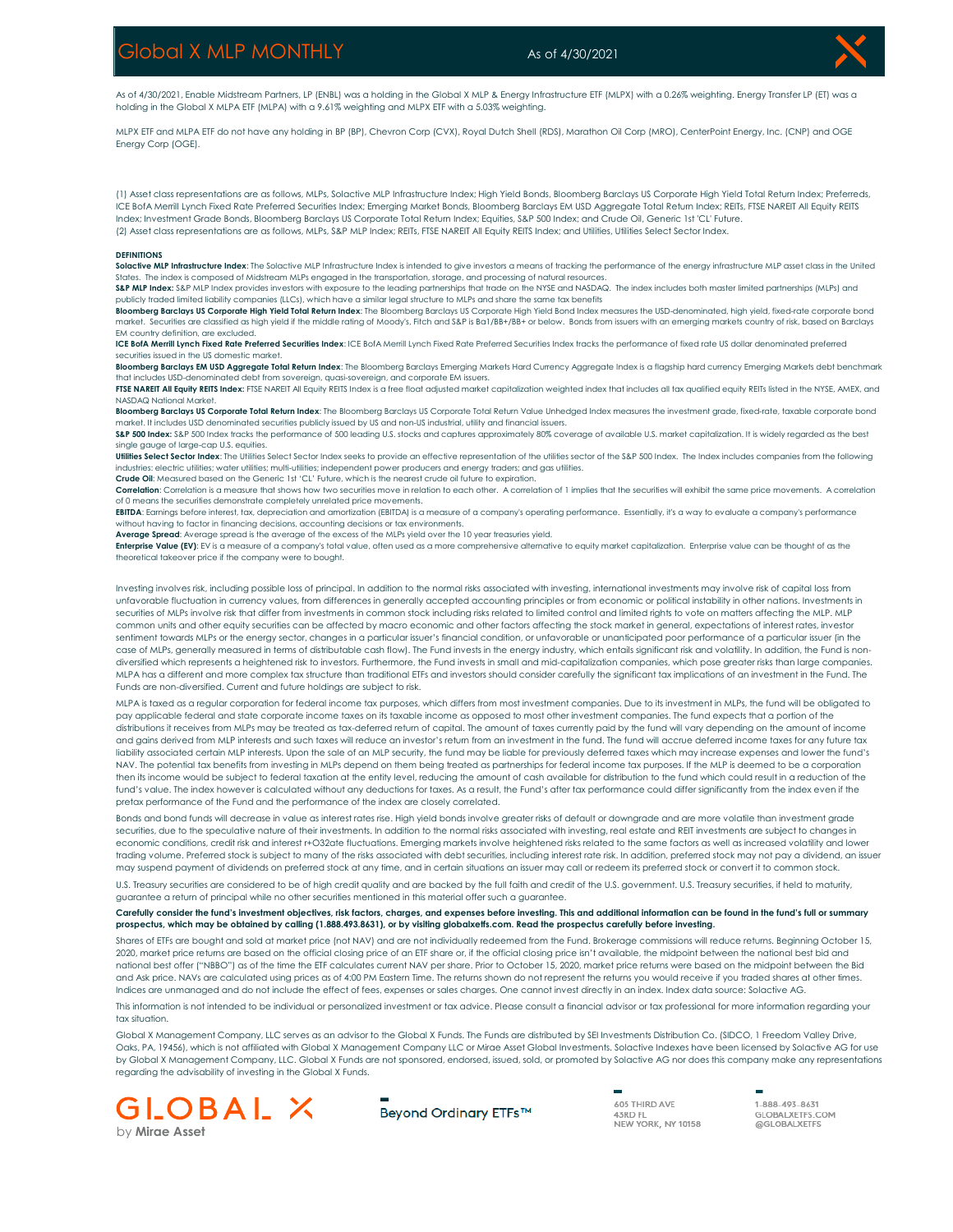As of 4/30/2021, Enable Midstream Partners, LP (ENBL) was a holding in the Global X MLP & Energy Infrastructure ETF (MLPX) with a 0.26% weighting. Energy Transfer LP (ET) was a holding in the Global X MLPA ETF (MLPA) with a 9.61% weighting and MLPX ETF with a 5.03% weighting.

MLPX ETF and MLPA ETF do not have any holding in BP (BP), Chevron Corp (CVX), Royal Dutch Shell (RDS), Marathon Oil Corp (MRO), CenterPoint Energy, Inc. (CNP) and OGE Energy Corp (OGE).

(1) Asset class representations are as follows, MLPs, Solactive MLP Infrastructure Index; High Yield Bonds, Bloomberg Barclays US Corporate High Yield Total Return Index; Preferreds, ICE BofA Merrill Lynch Fixed Rate Preferred Securities Index; Emerging Market Bonds, Bloomberg Barclays EM USD Aggregate Total Return Index; REITs, FTSE NAREIT All Equity REITS Index; Investment Grade Bonds, Bloomberg Barclays US Corporate Total Return Index; Equities, S&P 500 Index; and Crude Oil, Generic 1st 'CL' Future.
(2) Asset class representations are as follows, MLPs, S&P MLP Index; REITs, FTSE NAREIT All Equity REITS Index; and Utilities, Utilities Select Sector Index.

**DEFINITIONS**

**Solactive MLP Infrastructure Index**: The Solactive MLP Infrastructure Index is intended to give investors a means of tracking the performance of the energy infrastructure MLP asset class in the United States. The index is composed of Midstream MLPs engaged in the transportation, storage, and processing of natural resources.

**S&P MLP Index:** S&P MLP Index provides investors with exposure to the leading partnerships that trade on the NYSE and NASDAQ. The index includes both master limited partnerships (MLPs) and publicly traded limited liability companies (LLCs), which have a similar legal structure to MLPs and share the same tax benefits

**Bloomberg Barclays US Corporate High Yield Total Return Index**: The Bloomberg Barclays US Corporate High Yield Bond Index measures the USD-denominated, high yield, fixed-rate corporate bond market. Securities are classified as high yield if the middle rating of Moody's, Fitch and S&P is Ba1/BB+/BB+ or below. Bonds from issuers with an emerging markets country of risk, based on Barclays EM country definition, are excluded.

**ICE BofA Merrill Lynch Fixed Rate Preferred Securities Index**: ICE BofA Merrill Lynch Fixed Rate Preferred Securities Index tracks the performance of fixed rate US dollar denominated preferred securities issued in the US domestic market.

**Bloomberg Barclays EM USD Aggregate Total Return Index**: The Bloomberg Barclays Emerging Markets Hard Currency Aggregate Index is a flagship hard currency Emerging Markets debt benchmark that includes USD-denominated debt from sovereign, quasi-sovereign, and corporate EM issuers.

**FTSE NAREIT All Equity REITS Index:** FTSE NAREIT All Equity REITS Index is a free float adjusted market capitalization weighted index that includes all tax qualified equity REITs listed in the NYSE, AMEX, and NASDAQ National Market.

**Bloomberg Barclays US Corporate Total Return Index**: The Bloomberg Barclays US Corporate Total Return Value Unhedged Index measures the investment grade, fixed-rate, taxable corporate bond market. It includes USD denominated securities publicly issued by US and non-US industrial, utility and financial issuers.

**S&P 500 Index:** S&P 500 Index tracks the performance of 500 leading U.S. stocks and captures approximately 80% coverage of available U.S. market capitalization. It is widely regarded as the best single gauge of large-cap U.S. equities.

**Utilities Select Sector Index**: The Utilities Select Sector Index seeks to provide an effective representation of the utilities sector of the S&P 500 Index. The Index includes companies from the following industries: electric utilities; water utilities; multi-utilities; independent power producers and energy traders; and gas utilities.

**Crude Oil**: Measured based on the Generic 1st 'CL' Future, which is the nearest crude oil future to expiration.

**Correlation**: Correlation is a measure that shows how two securities move in relation to each other. A correlation of 1 implies that the securities will exhibit the same price movements. A correlation of 0 means the securities demonstrate completely unrelated price movements.

**EBITDA**: Earnings before interest, tax, depreciation and amortization (EBITDA) is a measure of a company's operating performance. Essentially, it's a way to evaluate a company's performance without having to factor in financing decisions, accounting decisions or tax environments.

**Average Spread**: Average spread is the average of the excess of the MLPs yield over the 10 year treasuries yield.

**Enterprise Value (EV)**: EV is a measure of a company's total value, often used as a more comprehensive alternative to equity market capitalization. Enterprise value can be thought of as the theoretical takeover price if the company were to bought.

Investing involves risk, including possible loss of principal. In addition to the normal risks associated with investing, international investments may involve risk of capital loss from unfavorable fluctuation in currency values, from differences in generally accepted accounting principles or from economic or political instability in other nations. Investments in securities of MLPs involve risk that differ from investments in common stock including risks related to limited control and limited rights to vote on matters affecting the MLP. MLP common units and other equity securities can be affected by macro economic and other factors affecting the stock market in general, expectations of interest rates, investor sentiment towards MLPs or the energy sector, changes in a particular issuer's financial condition, or unfavorable or unanticipated poor performance of a particular issuer (in the case of MLPs, generally measured in terms of distributable cash flow). The Fund invests in the energy industry, which entails significant risk and volatility. In addition, the Fund is non-diversified which represents a heightened risk to investors. Furthermore, the Fund invests in small and mid-capitalization companies, which pose greater risks than large companies. MLPA has a different and more complex tax structure than traditional ETFs and investors should consider carefully the significant tax implications of an investment in the Fund. The Funds are non-diversified. Current and future holdings are subject to risk.

MLPA is taxed as a regular corporation for federal income tax purposes, which differs from most investment companies. Due to its investment in MLPs, the fund will be obligated to pay applicable federal and state corporate income taxes on its taxable income as opposed to most other investment companies. The fund expects that a portion of the distributions it receives from MLPs may be treated as tax-deferred return of capital. The amount of taxes currently paid by the fund will vary depending on the amount of income and gains derived from MLP interests and such taxes will reduce an investor's return from an investment in the fund. The fund will accrue deferred income taxes for any future tax liability associated certain MLP interests. Upon the sale of an MLP security, the fund may be liable for previously deferred taxes which may increase expenses and lower the fund's NAV. The potential tax benefits from investing in MLPs depend on them being treated as partnerships for federal income tax purposes. If the MLP is deemed to be a corporation then its income would be subject to federal taxation at the entity level, reducing the amount of cash available for distribution to the fund which could result in a reduction of the fund's value. The index however is calculated without any deductions for taxes. As a result, the Fund's after tax performance could differ significantly from the index even if the pretax performance of the Fund and the performance of the index are closely correlated.

Bonds and bond funds will decrease in value as interest rates rise. High yield bonds involve greater risks of default or downgrade and are more volatile than investment grade securities, due to the speculative nature of their investments. In addition to the normal risks associated with investing, real estate and REIT investments are subject to changes in economic conditions, credit risk and interest r+O32ate fluctuations. Emerging markets involve heightened risks related to the same factors as well as increased volatility and lower trading volume. Preferred stock is subject to many of the risks associated with debt securities, including interest rate risk. In addition, preferred stock may not pay a dividend, an issuer may suspend payment of dividends on preferred stock at any time, and in certain situations an issuer may call or redeem its preferred stock or convert it to common stock.

U.S. Treasury securities are considered to be of high credit quality and are backed by the full faith and credit of the U.S. government. U.S. Treasury securities, if held to maturity, guarantee a return of principal while no other securities mentioned in this material offer such a guarantee.

**Carefully consider the fund's investment objectives, risk factors, charges, and expenses before investing. This and additional information can be found in the fund's full or summary prospectus, which may be obtained by calling (1.888.493.8631), or by visiting globalxetfs.com. Read the prospectus carefully before investing.**

Shares of ETFs are bought and sold at market price (not NAV) and are not individually redeemed from the Fund. Brokerage commissions will reduce returns. Beginning October 15, 2020, market price returns are based on the official closing price of an ETF share or, if the official closing price isn't available, the midpoint between the national best bid and national best offer ("NBBO") as of the time the ETF calculates current NAV per share. Prior to October 15, 2020, market price returns were based on the midpoint between the Bid and Ask price. NAVs are calculated using prices as of 4:00 PM Eastern Time. The returns shown do not represent the returns you would receive if you traded shares at other times. Indices are unmanaged and do not include the effect of fees, expenses or sales charges. One cannot invest directly in an index. Index data source: Solactive AG.

This information is not intended to be individual or personalized investment or tax advice. Please consult a financial advisor or tax professional for more information regarding your tax situation.

Global X Management Company, LLC serves as an advisor to the Global X Funds. The Funds are distributed by SEI Investments Distribution Co. (SIDCO, 1 Freedom Valley Drive, Oaks, PA, 19456), which is not affiliated with Global X Management Company LLC or Mirae Asset Global Investments. Solactive Indexes have been licensed by Solactive AG for use by Global X Management Company, LLC. Global X Funds are not sponsored, endorsed, issued, sold, or promoted by Solactive AG nor does this company make any representations regarding the advisability of investing in the Global X Funds.

GLOBAL X by Mirae Asset

Beyond Ordinary ETFs™

605 THIRD AVE
43RD FL
NEW YORK, NY 10158

1-888-493-8631
GLOBALXETFS.COM
@GLOBALXETFS